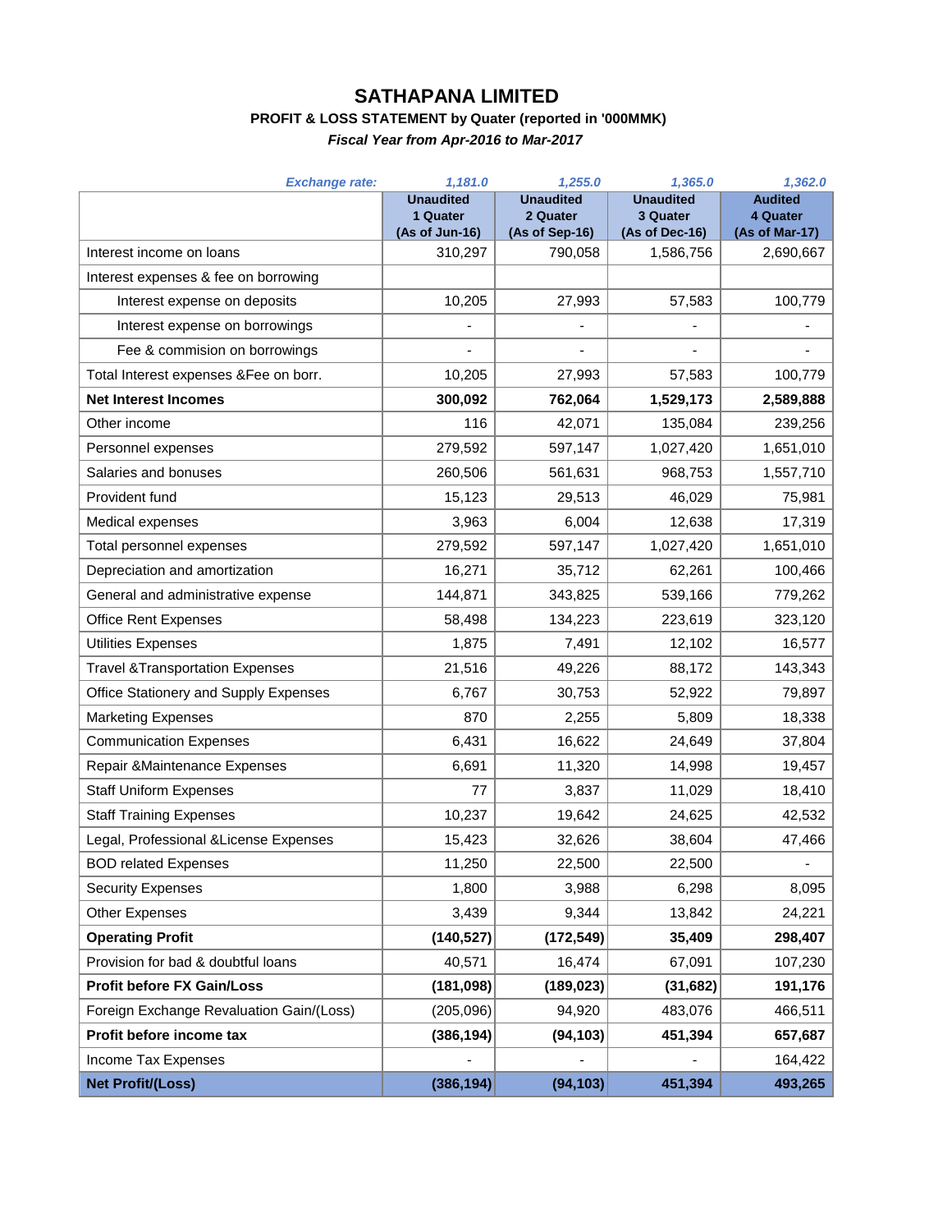# SATHAPANA LIMITED

### PROFIT & LOSS STATEMENT by Quater (reported in '000MMK)

*Fiscal Year from Apr-2016 to Mar-2017*

| *Exchange rate:* | *1,181.0* | *1,255.0* | *1,365.0* | *1,362.0* |
|---|---|---|---|---|
| | **Unaudited 1 Quater (As of Jun-16)** | **Unaudited 2 Quater (As of Sep-16)** | **Unaudited 3 Quater (As of Dec-16)** | **Audited 4 Quater (As of Mar-17)** |
| Interest income on loans | 310,297 | 790,058 | 1,586,756 | 2,690,667 |
| Interest expenses & fee on borrowing | | | | |
| Interest expense on deposits | 10,205 | 27,993 | 57,583 | 100,779 |
| Interest expense on borrowings | - | - | - | - |
| Fee & commision on borrowings | - | - | - | - |
| Total Interest expenses &Fee on borr. | 10,205 | 27,993 | 57,583 | 100,779 |
| **Net Interest Incomes** | **300,092** | **762,064** | **1,529,173** | **2,589,888** |
| Other income | 116 | 42,071 | 135,084 | 239,256 |
| Personnel expenses | 279,592 | 597,147 | 1,027,420 | 1,651,010 |
| Salaries and bonuses | 260,506 | 561,631 | 968,753 | 1,557,710 |
| Provident fund | 15,123 | 29,513 | 46,029 | 75,981 |
| Medical expenses | 3,963 | 6,004 | 12,638 | 17,319 |
| Total personnel expenses | 279,592 | 597,147 | 1,027,420 | 1,651,010 |
| Depreciation and amortization | 16,271 | 35,712 | 62,261 | 100,466 |
| General and administrative expense | 144,871 | 343,825 | 539,166 | 779,262 |
| Office Rent Expenses | 58,498 | 134,223 | 223,619 | 323,120 |
| Utilities Expenses | 1,875 | 7,491 | 12,102 | 16,577 |
| Travel &Transportation Expenses | 21,516 | 49,226 | 88,172 | 143,343 |
| Office Stationery and Supply Expenses | 6,767 | 30,753 | 52,922 | 79,897 |
| Marketing Expenses | 870 | 2,255 | 5,809 | 18,338 |
| Communication Expenses | 6,431 | 16,622 | 24,649 | 37,804 |
| Repair &Maintenance Expenses | 6,691 | 11,320 | 14,998 | 19,457 |
| Staff Uniform Expenses | 77 | 3,837 | 11,029 | 18,410 |
| Staff Training Expenses | 10,237 | 19,642 | 24,625 | 42,532 |
| Legal, Professional &License Expenses | 15,423 | 32,626 | 38,604 | 47,466 |
| BOD related Expenses | 11,250 | 22,500 | 22,500 | - |
| Security Expenses | 1,800 | 3,988 | 6,298 | 8,095 |
| Other Expenses | 3,439 | 9,344 | 13,842 | 24,221 |
| **Operating Profit** | **(140,527)** | **(172,549)** | **35,409** | **298,407** |
| Provision for bad & doubtful loans | 40,571 | 16,474 | 67,091 | 107,230 |
| **Profit before FX Gain/Loss** | **(181,098)** | **(189,023)** | **(31,682)** | **191,176** |
| Foreign Exchange Revaluation Gain/(Loss) | (205,096) | 94,920 | 483,076 | 466,511 |
| **Profit before income tax** | **(386,194)** | **(94,103)** | **451,394** | **657,687** |
| Income Tax Expenses | - | - | - | 164,422 |
| **Net Profit/(Loss)** | **(386,194)** | **(94,103)** | **451,394** | **493,265** |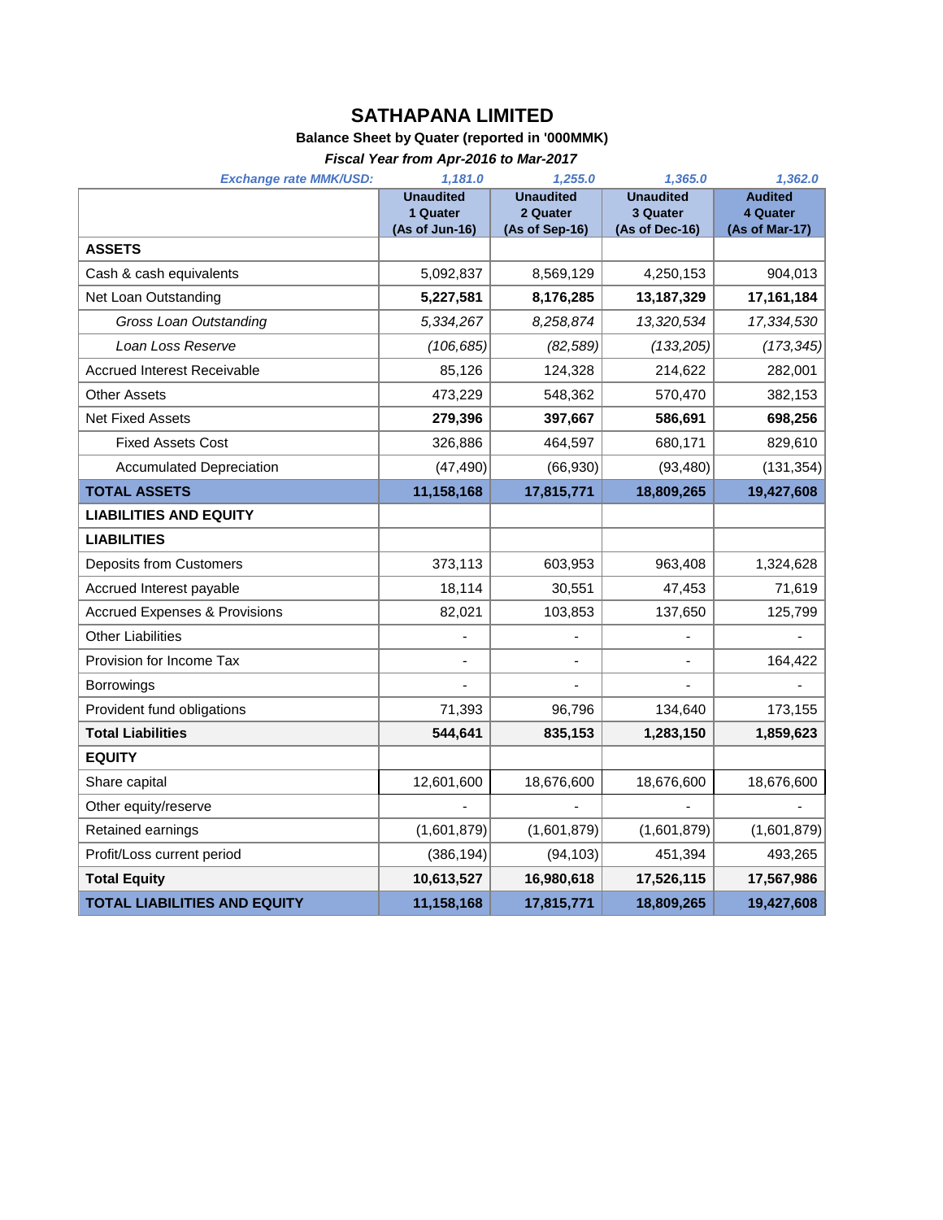# SATHAPANA LIMITED

**Balance Sheet by Quater (reported in '000MMK)**

***Fiscal Year from Apr-2016 to Mar-2017***

| *Exchange rate MMK/USD:* | *1,181.0* | *1,255.0* | *1,365.0* | *1,362.0* |
|---|---|---|---|---|
| | **Unaudited 1 Quater (As of Jun-16)** | **Unaudited 2 Quater (As of Sep-16)** | **Unaudited 3 Quater (As of Dec-16)** | **Audited 4 Quater (As of Mar-17)** |
| **ASSETS** | | | | |
| Cash & cash equivalents | 5,092,837 | 8,569,129 | 4,250,153 | 904,013 |
| Net Loan Outstanding | **5,227,581** | **8,176,285** | **13,187,329** | **17,161,184** |
| *Gross Loan Outstanding* | *5,334,267* | *8,258,874* | *13,320,534* | *17,334,530* |
| *Loan Loss Reserve* | *(106,685)* | *(82,589)* | *(133,205)* | *(173,345)* |
| Accrued Interest Receivable | 85,126 | 124,328 | 214,622 | 282,001 |
| Other Assets | 473,229 | 548,362 | 570,470 | 382,153 |
| Net Fixed Assets | **279,396** | **397,667** | **586,691** | **698,256** |
| Fixed Assets Cost | 326,886 | 464,597 | 680,171 | 829,610 |
| Accumulated Depreciation | (47,490) | (66,930) | (93,480) | (131,354) |
| **TOTAL ASSETS** | **11,158,168** | **17,815,771** | **18,809,265** | **19,427,608** |
| **LIABILITIES AND EQUITY** | | | | |
| **LIABILITIES** | | | | |
| Deposits from Customers | 373,113 | 603,953 | 963,408 | 1,324,628 |
| Accrued Interest payable | 18,114 | 30,551 | 47,453 | 71,619 |
| Accrued Expenses & Provisions | 82,021 | 103,853 | 137,650 | 125,799 |
| Other Liabilities | - | - | - | - |
| Provision for Income Tax | - | - | - | 164,422 |
| Borrowings | - | - | - | - |
| Provident fund obligations | 71,393 | 96,796 | 134,640 | 173,155 |
| **Total Liabilities** | **544,641** | **835,153** | **1,283,150** | **1,859,623** |
| **EQUITY** | | | | |
| Share capital | 12,601,600 | 18,676,600 | 18,676,600 | 18,676,600 |
| Other equity/reserve | - | - | - | - |
| Retained earnings | (1,601,879) | (1,601,879) | (1,601,879) | (1,601,879) |
| Profit/Loss current period | (386,194) | (94,103) | 451,394 | 493,265 |
| **Total Equity** | **10,613,527** | **16,980,618** | **17,526,115** | **17,567,986** |
| **TOTAL LIABILITIES AND EQUITY** | **11,158,168** | **17,815,771** | **18,809,265** | **19,427,608** |